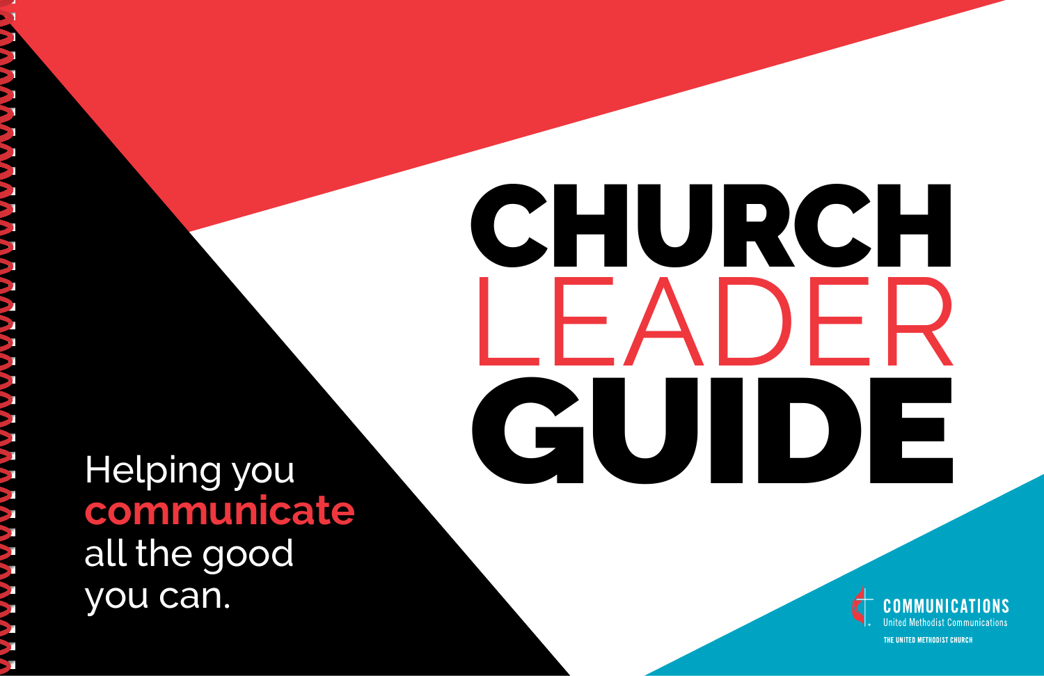# CHURCH LEADER GUIDE

Helping you **communicate** all the good you can.

COMMUNICATIONS
United Methodist Communications
THE UNITED METHODIST CHURCH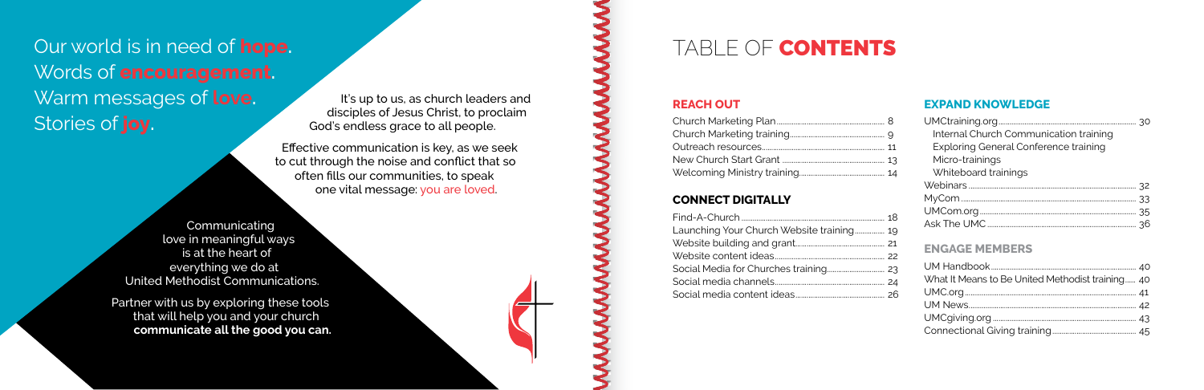Our world is in need of **hope**.
Words of **encouragement**.
Warm messages of **love**.
Stories of **joy**.

It's up to us, as church leaders and disciples of Jesus Christ, to proclaim God's endless grace to all people.

Effective communication is key, as we seek to cut through the noise and conflict that so often fills our communities, to speak one vital message: you are loved.

Communicating love in meaningful ways is at the heart of everything we do at United Methodist Communications.

Partner with us by exploring these tools that will help you and your church **communicate all the good you can.**

# TABLE OF CONTENTS

## REACH OUT

- Church Marketing Plan ........ 8
- Church Marketing training ........ 9
- Outreach resources ........ 11
- New Church Start Grant ........ 13
- Welcoming Ministry training ........ 14

## CONNECT DIGITALLY

- Find-A-Church ........ 18
- Launching Your Church Website training ........ 19
- Website building and grant ........ 21
- Website content ideas ........ 22
- Social Media for Churches training ........ 23
- Social media channels ........ 24
- Social media content ideas ........ 26

## EXPAND KNOWLEDGE

- UMCtraining.org ........ 30
  - Internal Church Communication training
  - Exploring General Conference training
  - Micro-trainings
  - Whiteboard trainings
- Webinars ........ 32
- MyCom ........ 33
- UMCom.org ........ 35
- Ask The UMC ........ 36

## ENGAGE MEMBERS

- UM Handbook ........ 40
- What It Means to Be United Methodist training ........ 40
- UMC.org ........ 41
- UM News ........ 42
- UMCgiving.org ........ 43
- Connectional Giving training ........ 45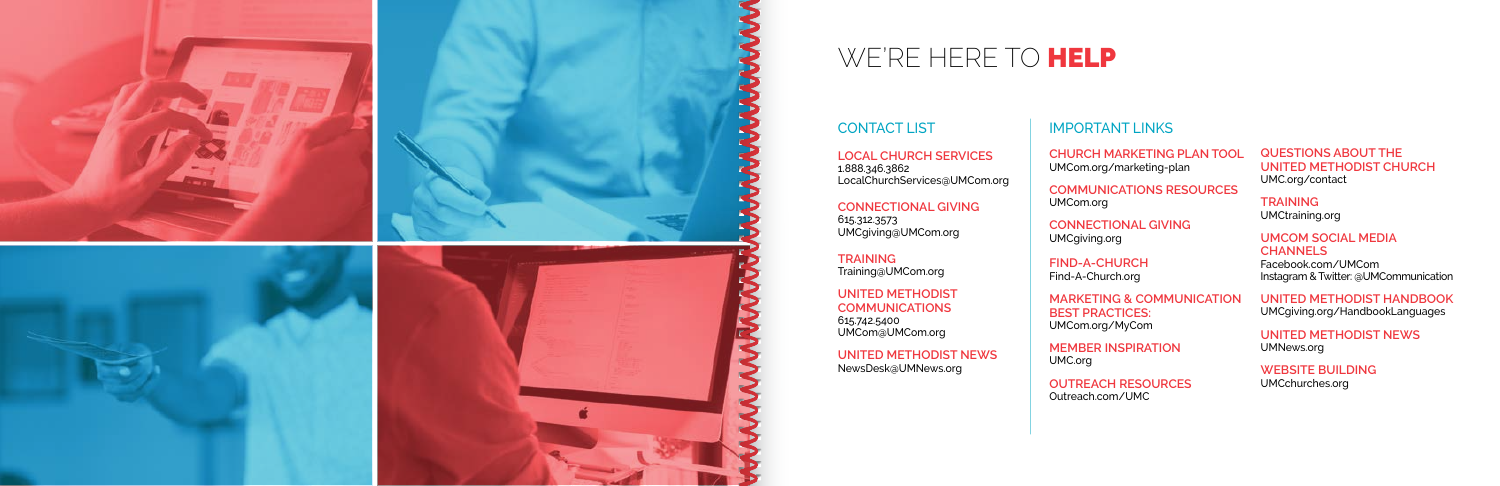# WE'RE HERE TO **HELP**

## CONTACT LIST

**LOCAL CHURCH SERVICES**
1.888.346.3862
LocalChurchServices@UMCom.org

**CONNECTIONAL GIVING**
615.312.3573
UMCgiving@UMCom.org

**TRAINING**
Training@UMCom.org

**UNITED METHODIST COMMUNICATIONS**
615.742.5400
UMCom@UMCom.org

**UNITED METHODIST NEWS**
NewsDesk@UMNews.org

## IMPORTANT LINKS

**CHURCH MARKETING PLAN TOOL**
UMCom.org/marketing-plan

**COMMUNICATIONS RESOURCES**
UMCom.org

**CONNECTIONAL GIVING**
UMCgiving.org

**FIND-A-CHURCH**
Find-A-Church.org

**MARKETING & COMMUNICATION BEST PRACTICES:**
UMCom.org/MyCom

**MEMBER INSPIRATION**
UMC.org

**OUTREACH RESOURCES**
Outreach.com/UMC

**QUESTIONS ABOUT THE UNITED METHODIST CHURCH**
UMC.org/contact

**TRAINING**
UMCtraining.org

**UMCOM SOCIAL MEDIA CHANNELS**
Facebook.com/UMCom
Instagram & Twitter: @UMCommunication

**UNITED METHODIST HANDBOOK**
UMCgiving.org/HandbookLanguages

**UNITED METHODIST NEWS**
UMNews.org

**WEBSITE BUILDING**
UMCchurches.org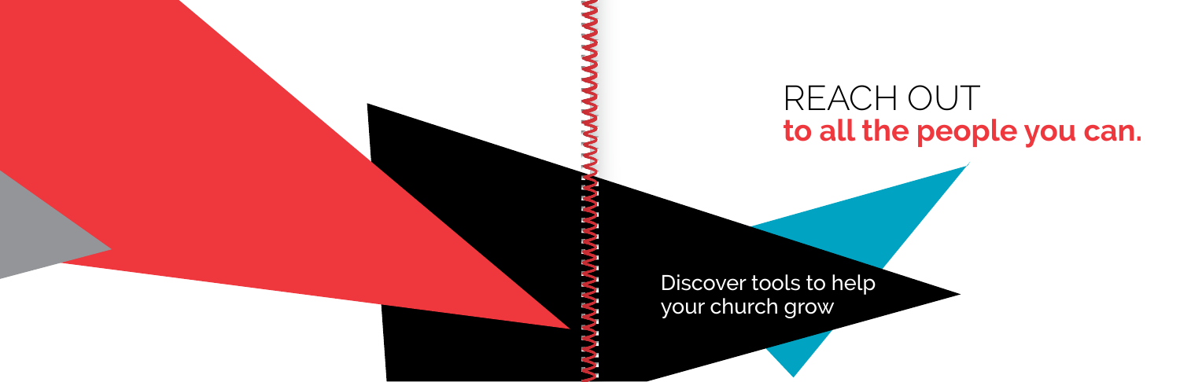# REACH OUT
**to all the people you can.**

Discover tools to help your church grow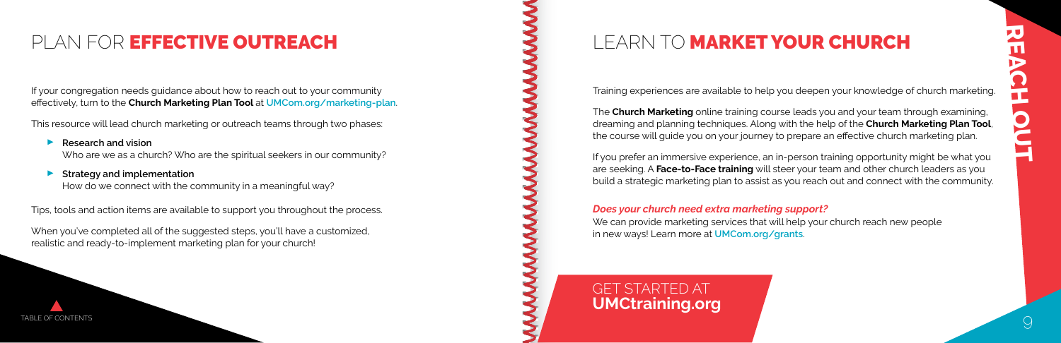# PLAN FOR **EFFECTIVE OUTREACH**

If your congregation needs guidance about how to reach out to your community effectively, turn to the **Church Marketing Plan Tool** at UMCom.org/marketing-plan.

This resource will lead church marketing or outreach teams through two phases:

- **Research and vision**
  Who are we as a church? Who are the spiritual seekers in our community?
- **Strategy and implementation**
  How do we connect with the community in a meaningful way?

Tips, tools and action items are available to support you throughout the process.

When you've completed all of the suggested steps, you'll have a customized, realistic and ready-to-implement marketing plan for your church!

TABLE OF CONTENTS

# LEARN TO **MARKET YOUR CHURCH**

REACH OUT

Training experiences are available to help you deepen your knowledge of church marketing.

The **Church Marketing** online training course leads you and your team through examining, dreaming and planning techniques. Along with the help of the **Church Marketing Plan Tool**, the course will guide you on your journey to prepare an effective church marketing plan.

If you prefer an immersive experience, an in-person training opportunity might be what you are seeking. A **Face-to-Face training** will steer your team and other church leaders as you build a strategic marketing plan to assist as you reach out and connect with the community.

***Does your church need extra marketing support?***
We can provide marketing services that will help your church reach new people in new ways! Learn more at UMCom.org/grants.

GET STARTED AT
**UMCtraining.org**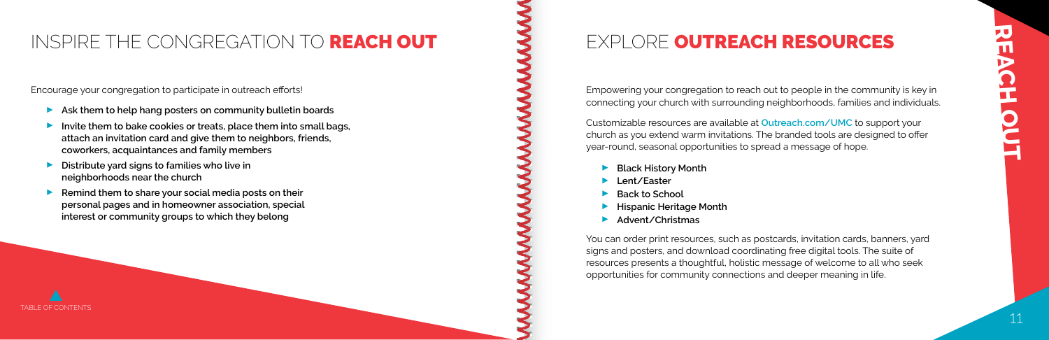## INSPIRE THE CONGREGATION TO **REACH OUT**

Encourage your congregation to participate in outreach efforts!

- **Ask them to help hang posters on community bulletin boards**
- **Invite them to bake cookies or treats, place them into small bags, attach an invitation card and give them to neighbors, friends, coworkers, acquaintances and family members**
- **Distribute yard signs to families who live in neighborhoods near the church**
- **Remind them to share your social media posts on their personal pages and in homeowner association, special interest or community groups to which they belong**

## EXPLORE **OUTREACH RESOURCES**

Empowering your congregation to reach out to people in the community is key in connecting your church with surrounding neighborhoods, families and individuals.

Customizable resources are available at **Outreach.com/UMC** to support your church as you extend warm invitations. The branded tools are designed to offer year-round, seasonal opportunities to spread a message of hope.

- **Black History Month**
- **Lent/Easter**
- **Back to School**
- **Hispanic Heritage Month**
- **Advent/Christmas**

You can order print resources, such as postcards, invitation cards, banners, yard signs and posters, and download coordinating free digital tools. The suite of resources presents a thoughtful, holistic message of welcome to all who seek opportunities for community connections and deeper meaning in life.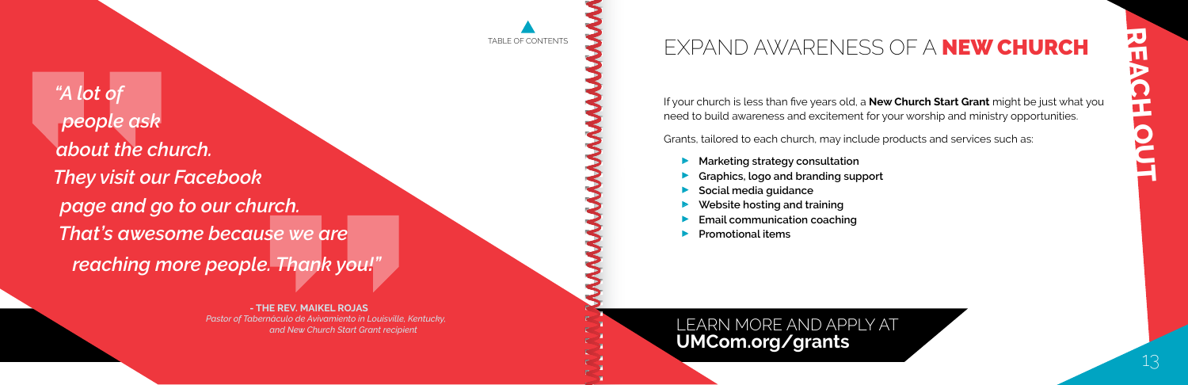*"A lot of people ask about the church. They visit our Facebook page and go to our church. That's awesome because we are reaching more people. Thank you!"*

**- THE REV. MAIKEL ROJAS**
*Pastor of Tabernáculo de Avivamiento in Louisville, Kentucky, and New Church Start Grant recipient*

# EXPAND AWARENESS OF A NEW CHURCH

REACHOUT

If your church is less than five years old, a **New Church Start Grant** might be just what you need to build awareness and excitement for your worship and ministry opportunities.

Grants, tailored to each church, may include products and services such as:

- **Marketing strategy consultation**
- **Graphics, logo and branding support**
- **Social media guidance**
- **Website hosting and training**
- **Email communication coaching**
- **Promotional items**

LEARN MORE AND APPLY AT **UMCom.org/grants**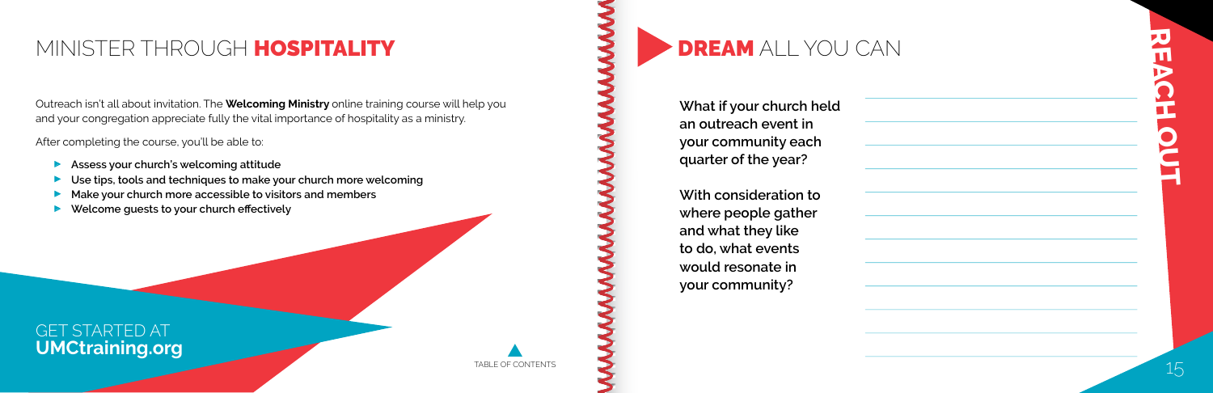# MINISTER THROUGH **HOSPITALITY**

Outreach isn't all about invitation. The **Welcoming Ministry** online training course will help you and your congregation appreciate fully the vital importance of hospitality as a ministry.

After completing the course, you'll be able to:

- **Assess your church's welcoming attitude**
- **Use tips, tools and techniques to make your church more welcoming**
- **Make your church more accessible to visitors and members**
- **Welcome guests to your church effectively**

GET STARTED AT
**UMCtraining.org**

TABLE OF CONTENTS

# **DREAM** ALL YOU CAN

**What if your church held an outreach event in your community each quarter of the year?**

**With consideration to where people gather and what they like to do, what events would resonate in your community?**

REACHOUT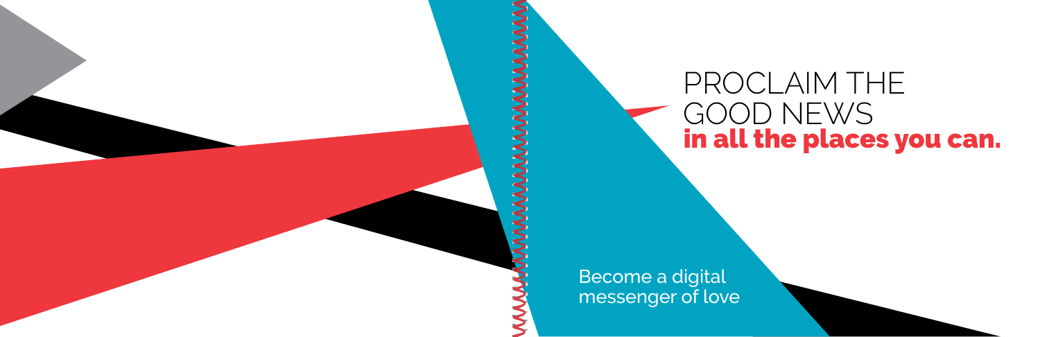# PROCLAIM THE GOOD NEWS **in all the places you can.**

Become a digital messenger of love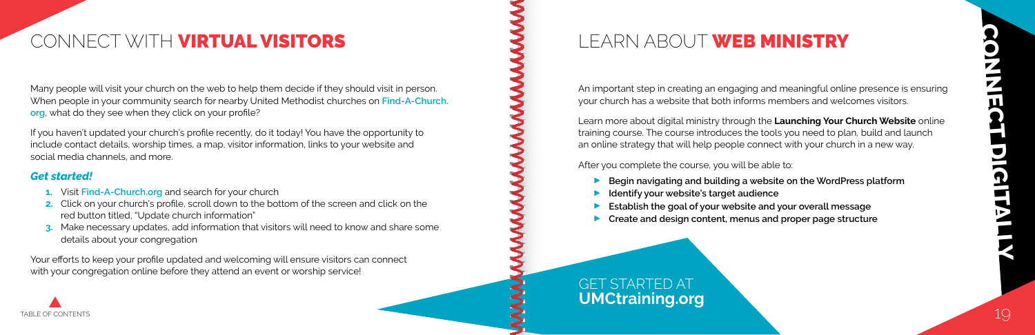# CONNECT WITH **VIRTUAL VISITORS**

Many people will visit your church on the web to help them decide if they should visit in person. When people in your community search for nearby United Methodist churches on **Find-A-Church.org**, what do they see when they click on your profile?

If you haven't updated your church's profile recently, do it today! You have the opportunity to include contact details, worship times, a map, visitor information, links to your website and social media channels, and more.

### *Get started!*

1. Visit **Find-A-Church.org** and search for your church
2. Click on your church's profile, scroll down to the bottom of the screen and click on the red button titled, "Update church information"
3. Make necessary updates, add information that visitors will need to know and share some details about your congregation

Your efforts to keep your profile updated and welcoming will ensure visitors can connect with your congregation online before they attend an event or worship service!

TABLE OF CONTENTS

# LEARN ABOUT **WEB MINISTRY**

An important step in creating an engaging and meaningful online presence is ensuring your church has a website that both informs members and welcomes visitors.

Learn more about digital ministry through the **Launching Your Church Website** online training course. The course introduces the tools you need to plan, build and launch an online strategy that will help people connect with your church in a new way.

After you complete the course, you will be able to:

- **Begin navigating and building a website on the WordPress platform**
- **Identify your website's target audience**
- **Establish the goal of your website and your overall message**
- **Create and design content, menus and proper page structure**

GET STARTED AT **UMCtraining.org**

CONNECT DIGITALLY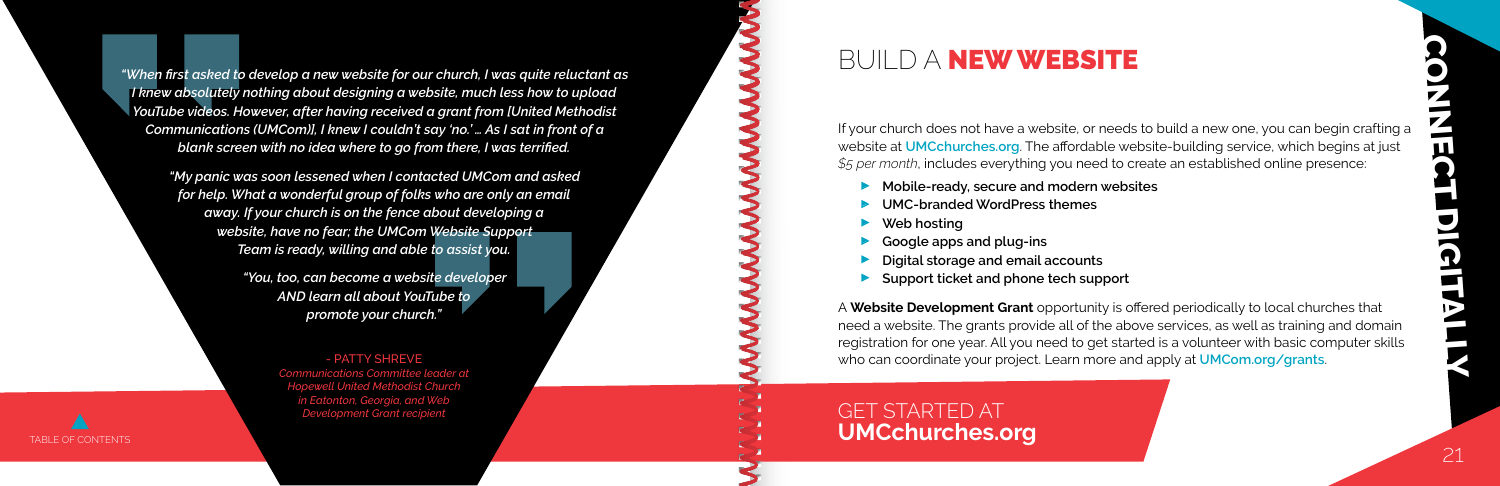*"When first asked to develop a new website for our church, I was quite reluctant as I knew absolutely nothing about designing a website, much less how to upload YouTube videos. However, after having received a grant from [United Methodist Communications (UMCom)], I knew I couldn't say 'no.' … As I sat in front of a blank screen with no idea where to go from there, I was terrified.*

*"My panic was soon lessened when I contacted UMCom and asked for help. What a wonderful group of folks who are only an email away. If your church is on the fence about developing a website, have no fear; the UMCom Website Support Team is ready, willing and able to assist you.*

*"You, too, can become a website developer AND learn all about YouTube to promote your church."*

- PATTY SHREVE

*Communications Committee leader at Hopewell United Methodist Church in Eatonton, Georgia, and Web Development Grant recipient*

# BUILD A **NEW WEBSITE**

If your church does not have a website, or needs to build a new one, you can begin crafting a website at **UMCchurches.org**. The affordable website-building service, which begins at just *$5 per month*, includes everything you need to create an established online presence:

- **Mobile-ready, secure and modern websites**
- **UMC-branded WordPress themes**
- **Web hosting**
- **Google apps and plug-ins**
- **Digital storage and email accounts**
- **Support ticket and phone tech support**

A **Website Development Grant** opportunity is offered periodically to local churches that need a website. The grants provide all of the above services, as well as training and domain registration for one year. All you need to get started is a volunteer with basic computer skills who can coordinate your project. Learn more and apply at **UMCom.org/grants**.

## GET STARTED AT **UMCchurches.org**

CONNECT DIGITALLY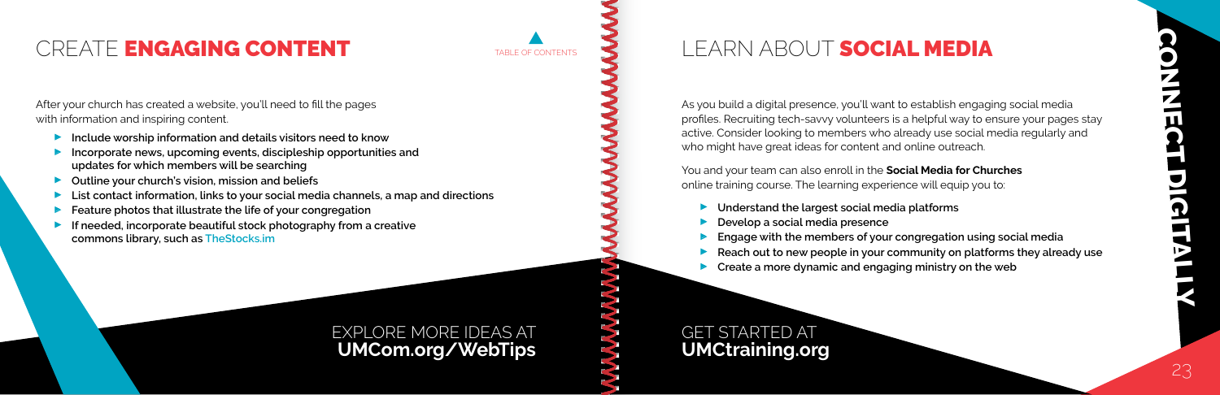# CREATE ENGAGING CONTENT

After your church has created a website, you'll need to fill the pages with information and inspiring content.

- **Include worship information and details visitors need to know**
- **Incorporate news, upcoming events, discipleship opportunities and updates for which members will be searching**
- **Outline your church's vision, mission and beliefs**
- **List contact information, links to your social media channels, a map and directions**
- **Feature photos that illustrate the life of your congregation**
- **If needed, incorporate beautiful stock photography from a creative commons library, such as TheStocks.im**

EXPLORE MORE IDEAS AT **UMCom.org/WebTips**

# LEARN ABOUT SOCIAL MEDIA

As you build a digital presence, you'll want to establish engaging social media profiles. Recruiting tech-savvy volunteers is a helpful way to ensure your pages stay active. Consider looking to members who already use social media regularly and who might have great ideas for content and online outreach.

You and your team can also enroll in the **Social Media for Churches** online training course. The learning experience will equip you to:

- **Understand the largest social media platforms**
- **Develop a social media presence**
- **Engage with the members of your congregation using social media**
- **Reach out to new people in your community on platforms they already use**
- **Create a more dynamic and engaging ministry on the web**

GET STARTED AT **UMCtraining.org**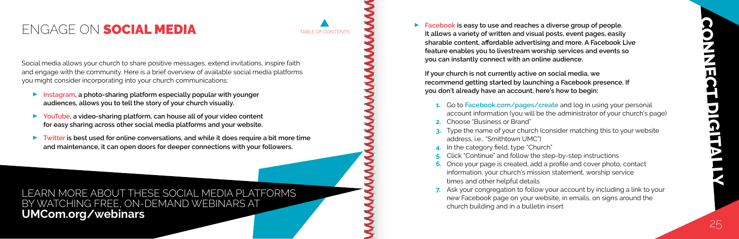# ENGAGE ON SOCIAL MEDIA

TABLE OF CONTENTS

Social media allows your church to share positive messages, extend invitations, inspire faith and engage with the community. Here is a brief overview of available social media platforms you might consider incorporating into your church communications:

- **Instagram, a photo-sharing platform especially popular with younger audiences, allows you to tell the story of your church visually.**
- **YouTube, a video-sharing platform, can house all of your video content for easy sharing across other social media platforms and your website.**
- **Twitter is best used for online conversations, and while it does require a bit more time and maintenance, it can open doors for deeper connections with your followers.**

LEARN MORE ABOUT THESE SOCIAL MEDIA PLATFORMS BY WATCHING FREE, ON-DEMAND WEBINARS AT **UMCom.org/webinars**

- **Facebook is easy to use and reaches a diverse group of people. It allows a variety of written and visual posts, event pages, easily sharable content, affordable advertising and more. A Facebook Live feature enables you to livestream worship services and events so you can instantly connect with an online audience.**

  **If your church is not currently active on social media, we recommend getting started by launching a Facebook presence. If you don't already have an account, here's how to begin:**

  1. Go to Facebook.com/pages/create and log in using your personal account information (you will be the administrator of your church's page)
  2. Choose "Business or Brand"
  3. Type the name of your church (consider matching this to your website address, i.e., "Smithtown UMC")
  4. In the category field, type "Church"
  5. Click "Continue" and follow the step-by-step instructions
  6. Once your page is created, add a profile and cover photo, contact information, your church's mission statement, worship service times and other helpful details
  7. Ask your congregation to follow your account by including a link to your new Facebook page on your website, in emails, on signs around the church building and in a bulletin insert

CONNECT DIGITALLY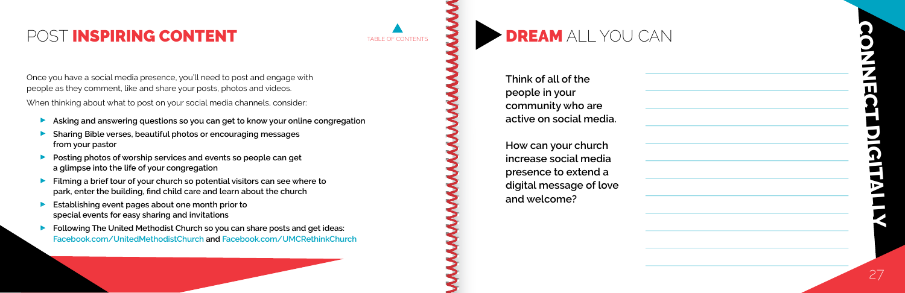# POST INSPIRING CONTENT

TABLE OF CONTENTS

Once you have a social media presence, you'll need to post and engage with people as they comment, like and share your posts, photos and videos.

When thinking about what to post on your social media channels, consider:

- **Asking and answering questions so you can get to know your online congregation**
- **Sharing Bible verses, beautiful photos or encouraging messages from your pastor**
- **Posting photos of worship services and events so people can get a glimpse into the life of your congregation**
- **Filming a brief tour of your church so potential visitors can see where to park, enter the building, find child care and learn about the church**
- **Establishing event pages about one month prior to special events for easy sharing and invitations**
- **Following The United Methodist Church so you can share posts and get ideas: Facebook.com/UnitedMethodistChurch and Facebook.com/UMCRethinkChurch**

# DREAM ALL YOU CAN

**Think of all of the people in your community who are active on social media.**

**How can your church increase social media presence to extend a digital message of love and welcome?**

CONNECT DIGITALLY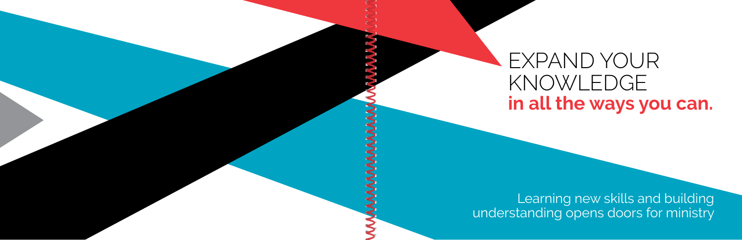# EXPAND YOUR KNOWLEDGE **in all the ways you can.**

Learning new skills and building understanding opens doors for ministry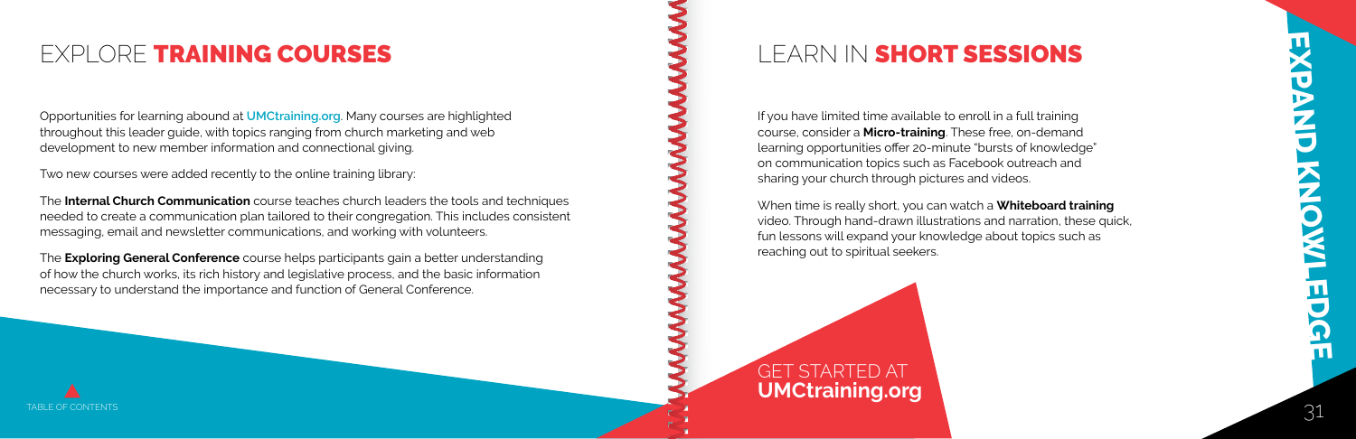# EXPLORE **TRAINING COURSES**

Opportunities for learning abound at **UMCtraining.org**. Many courses are highlighted throughout this leader guide, with topics ranging from church marketing and web development to new member information and connectional giving.

Two new courses were added recently to the online training library:

The **Internal Church Communication** course teaches church leaders the tools and techniques needed to create a communication plan tailored to their congregation. This includes consistent messaging, email and newsletter communications, and working with volunteers.

The **Exploring General Conference** course helps participants gain a better understanding of how the church works, its rich history and legislative process, and the basic information necessary to understand the importance and function of General Conference.

# LEARN IN **SHORT SESSIONS**

If you have limited time available to enroll in a full training course, consider a **Micro-training**. These free, on-demand learning opportunities offer 20-minute "bursts of knowledge" on communication topics such as Facebook outreach and sharing your church through pictures and videos.

When time is really short, you can watch a **Whiteboard training** video. Through hand-drawn illustrations and narration, these quick, fun lessons will expand your knowledge about topics such as reaching out to spiritual seekers.

GET STARTED AT
**UMCtraining.org**

EXPAND KNOWLEDGE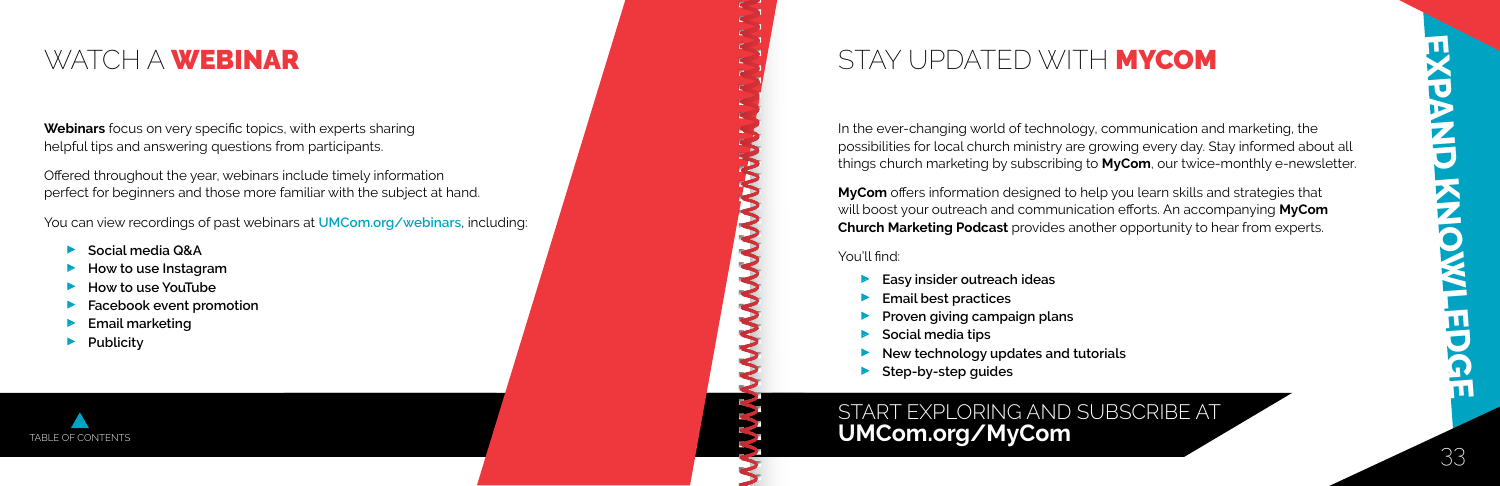## WATCH A **WEBINAR**

**Webinars** focus on very specific topics, with experts sharing helpful tips and answering questions from participants.

Offered throughout the year, webinars include timely information perfect for beginners and those more familiar with the subject at hand.

You can view recordings of past webinars at **UMCom.org/webinars**, including:

- **Social media Q&A**
- **How to use Instagram**
- **How to use YouTube**
- **Facebook event promotion**
- **Email marketing**
- **Publicity**

TABLE OF CONTENTS

## STAY UPDATED WITH **MYCOM**

In the ever-changing world of technology, communication and marketing, the possibilities for local church ministry are growing every day. Stay informed about all things church marketing by subscribing to **MyCom**, our twice-monthly e-newsletter.

**MyCom** offers information designed to help you learn skills and strategies that will boost your outreach and communication efforts. An accompanying **MyCom Church Marketing Podcast** provides another opportunity to hear from experts.

You'll find:

- **Easy insider outreach ideas**
- **Email best practices**
- **Proven giving campaign plans**
- **Social media tips**
- **New technology updates and tutorials**
- **Step-by-step guides**

START EXPLORING AND SUBSCRIBE AT **UMCom.org/MyCom**

EXPAND KNOWLEDGE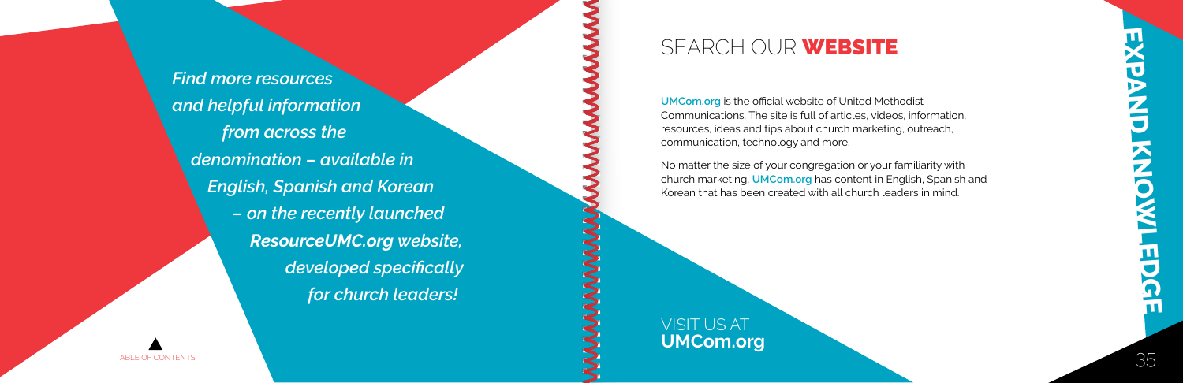*Find more resources and helpful information from across the denomination – available in English, Spanish and Korean – on the recently launched* ***ResourceUMC.org*** *website, developed specifically for church leaders!*

# EXPAND KNOWLEDGE

## SEARCH OUR **WEBSITE**

**UMCom.org** is the official website of United Methodist Communications. The site is full of articles, videos, information, resources, ideas and tips about church marketing, outreach, communication, technology and more.

No matter the size of your congregation or your familiarity with church marketing, **UMCom.org** has content in English, Spanish and Korean that has been created with all church leaders in mind.

VISIT US AT
**UMCom.org**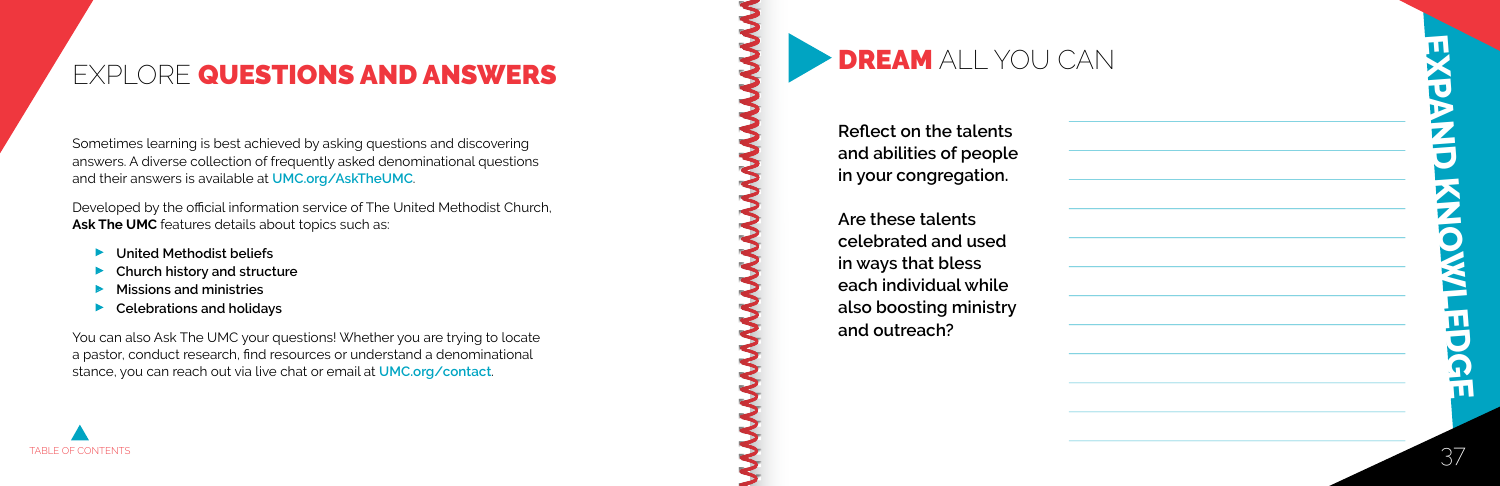# EXPLORE QUESTIONS AND ANSWERS

Sometimes learning is best achieved by asking questions and discovering answers. A diverse collection of frequently asked denominational questions and their answers is available at **UMC.org/AskTheUMC**.

Developed by the official information service of The United Methodist Church, **Ask The UMC** features details about topics such as:

- **United Methodist beliefs**
- **Church history and structure**
- **Missions and ministries**
- **Celebrations and holidays**

You can also Ask The UMC your questions! Whether you are trying to locate a pastor, conduct research, find resources or understand a denominational stance, you can reach out via live chat or email at **UMC.org/contact**.

TABLE OF CONTENTS

# DREAM ALL YOU CAN

**Reflect on the talents and abilities of people in your congregation.**

**Are these talents celebrated and used in ways that bless each individual while also boosting ministry and outreach?**

EXPAND KNOWLEDGE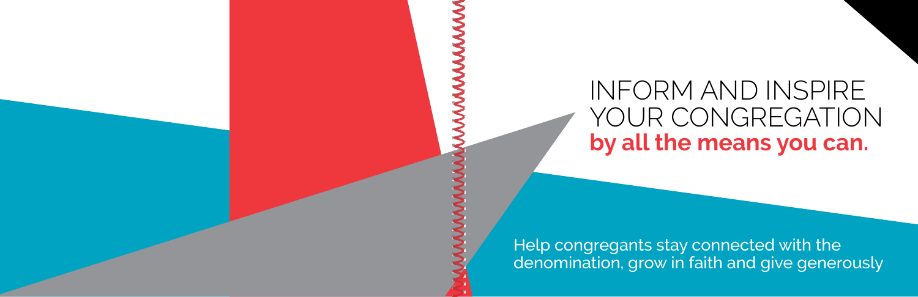# INFORM AND INSPIRE YOUR CONGREGATION **by all the means you can.**

Help congregants stay connected with the denomination, grow in faith and give generously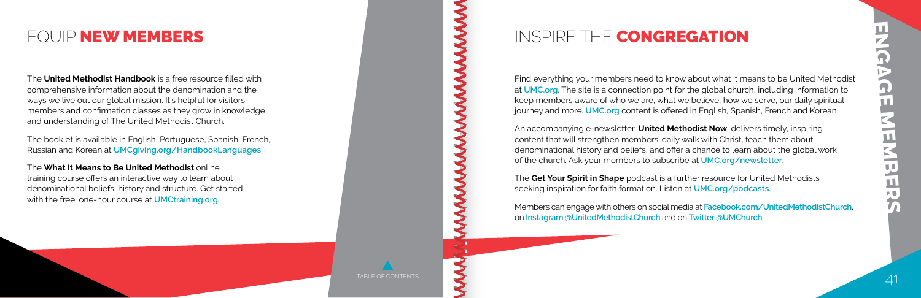# EQUIP NEW MEMBERS

The **United Methodist Handbook** is a free resource filled with comprehensive information about the denomination and the ways we live out our global mission. It's helpful for visitors, members and confirmation classes as they grow in knowledge and understanding of The United Methodist Church.

The booklet is available in English, Portuguese, Spanish, French, Russian and Korean at **UMCgiving.org/HandbookLanguages**.

The **What It Means to Be United Methodist** online training course offers an interactive way to learn about denominational beliefs, history and structure. Get started with the free, one-hour course at **UMCtraining.org**.

# INSPIRE THE CONGREGATION

Find everything your members need to know about what it means to be United Methodist at **UMC.org**. The site is a connection point for the global church, including information to keep members aware of who we are, what we believe, how we serve, our daily spiritual journey and more. **UMC.org** content is offered in English, Spanish, French and Korean.

An accompanying e-newsletter, **United Methodist Now**, delivers timely, inspiring content that will strengthen members' daily walk with Christ, teach them about denominational history and beliefs, and offer a chance to learn about the global work of the church. Ask your members to subscribe at **UMC.org/newsletter**.

The **Get Your Spirit in Shape** podcast is a further resource for United Methodists seeking inspiration for faith formation. Listen at **UMC.org/podcasts**.

Members can engage with others on social media at **Facebook.com/UnitedMethodistChurch**, on **Instagram @UnitedMethodistChurch** and on **Twitter @UMChurch**.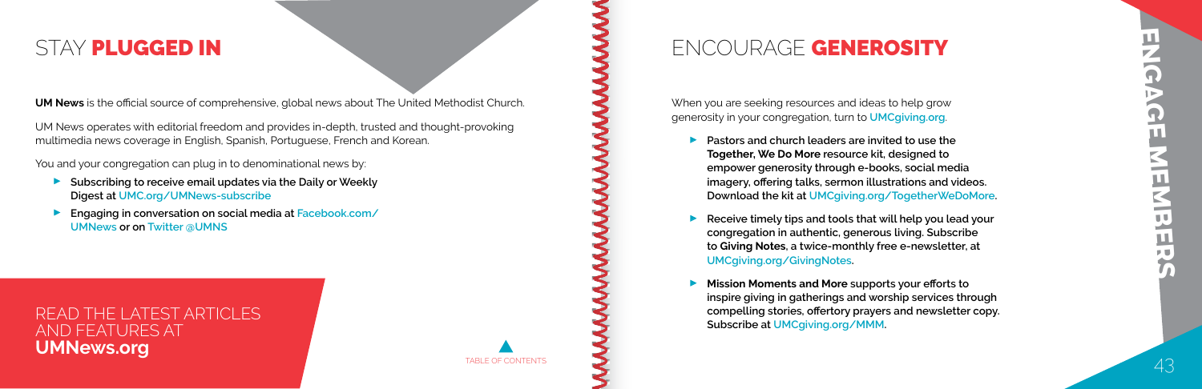## STAY **PLUGGED IN**

**UM News** is the official source of comprehensive, global news about The United Methodist Church.

UM News operates with editorial freedom and provides in-depth, trusted and thought-provoking multimedia news coverage in English, Spanish, Portuguese, French and Korean.

You and your congregation can plug in to denominational news by:

- **Subscribing to receive email updates via the Daily or Weekly Digest at UMC.org/UMNews-subscribe**
- **Engaging in conversation on social media at Facebook.com/UMNews or on Twitter @UMNS**

READ THE LATEST ARTICLES AND FEATURES AT **UMNews.org**

## ENCOURAGE **GENEROSITY**

When you are seeking resources and ideas to help grow generosity in your congregation, turn to **UMCgiving.org**.

- **Pastors and church leaders are invited to use the Together, We Do More resource kit, designed to empower generosity through e-books, social media imagery, offering talks, sermon illustrations and videos. Download the kit at UMCgiving.org/TogetherWeDoMore.**
- **Receive timely tips and tools that will help you lead your congregation in authentic, generous living. Subscribe to Giving Notes, a twice-monthly free e-newsletter, at UMCgiving.org/GivingNotes.**
- **Mission Moments and More supports your efforts to inspire giving in gatherings and worship services through compelling stories, offertory prayers and newsletter copy. Subscribe at UMCgiving.org/MMM.**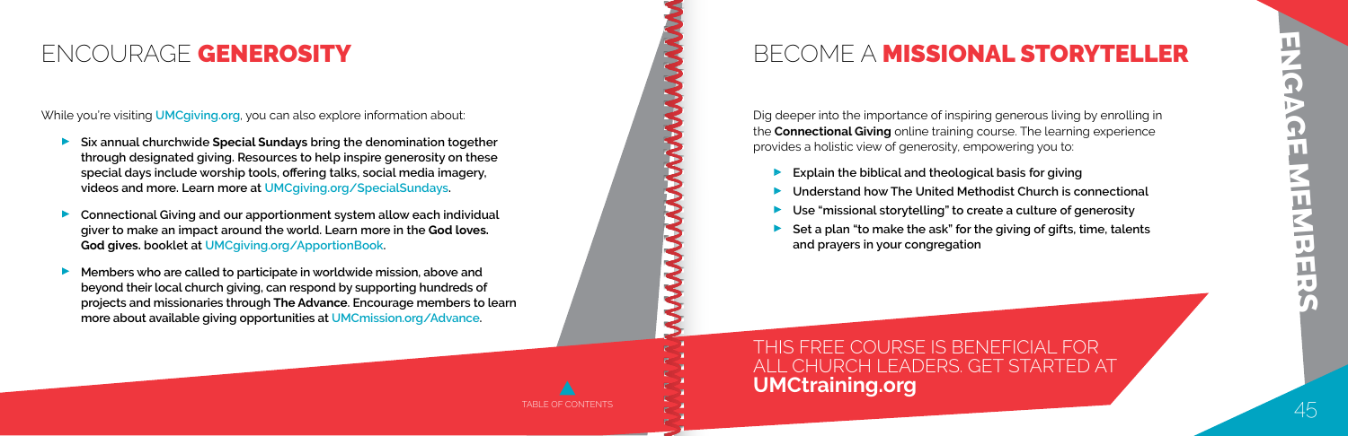## ENCOURAGE GENEROSITY

While you're visiting **UMCgiving.org**, you can also explore information about:

- **Six annual churchwide Special Sundays bring the denomination together through designated giving. Resources to help inspire generosity on these special days include worship tools, offering talks, social media imagery, videos and more. Learn more at UMCgiving.org/SpecialSundays.**
- **Connectional Giving and our apportionment system allow each individual giver to make an impact around the world. Learn more in the God loves. God gives. booklet at UMCgiving.org/ApportionBook.**
- **Members who are called to participate in worldwide mission, above and beyond their local church giving, can respond by supporting hundreds of projects and missionaries through The Advance. Encourage members to learn more about available giving opportunities at UMCmission.org/Advance.**

## BECOME A MISSIONAL STORYTELLER

Dig deeper into the importance of inspiring generous living by enrolling in the **Connectional Giving** online training course. The learning experience provides a holistic view of generosity, empowering you to:

- **Explain the biblical and theological basis for giving**
- **Understand how The United Methodist Church is connectional**
- **Use "missional storytelling" to create a culture of generosity**
- **Set a plan "to make the ask" for the giving of gifts, time, talents and prayers in your congregation**

THIS FREE COURSE IS BENEFICIAL FOR ALL CHURCH LEADERS. GET STARTED AT **UMCtraining.org**

ENGAGE MEMBERS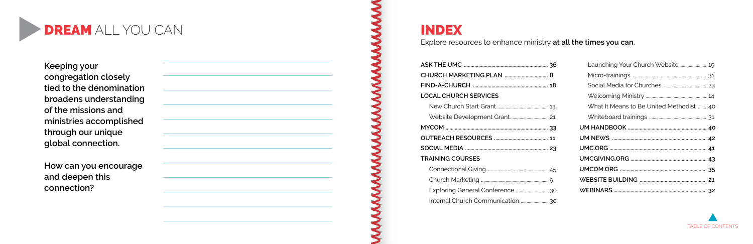# DREAM ALL YOU CAN

**Keeping your congregation closely tied to the denomination broadens understanding of the missions and ministries accomplished through our unique global connection.**

**How can you encourage and deepen this connection?**

# INDEX

Explore resources to enhance ministry **at all the times you can.**

**ASK THE UMC** ........ **36**

**CHURCH MARKETING PLAN** ........ **8**

**FIND-A-CHURCH** ........ **18**

**LOCAL CHURCH SERVICES**

- New Church Start Grant........ 13
- Website Development Grant........ 21

**MYCOM** ........ **33**

**OUTREACH RESOURCES** ........ **11**

**SOCIAL MEDIA** ........ **23**

**TRAINING COURSES**

- Connectional Giving ........ 45
- Church Marketing ........ 9
- Exploring General Conference ........ 30
- Internal Church Communication ........ 30
- Launching Your Church Website ........ 19
- Micro-trainings ........ 31
- Social Media for Churches ........ 23
- Welcoming Ministry ........ 14
- What It Means to Be United Methodist ........ 40
- Whiteboard trainings ........ 31

**UM HANDBOOK** ........ **40**

**UM NEWS** ........ **42**

**UMC.ORG** ........ **41**

**UMCGIVING.ORG** ........ **43**

**UMCOM.ORG** ........ **35**

**WEBSITE BUILDING** ........ **21**

**WEBINARS** ........ **32**

TABLE OF CONTENTS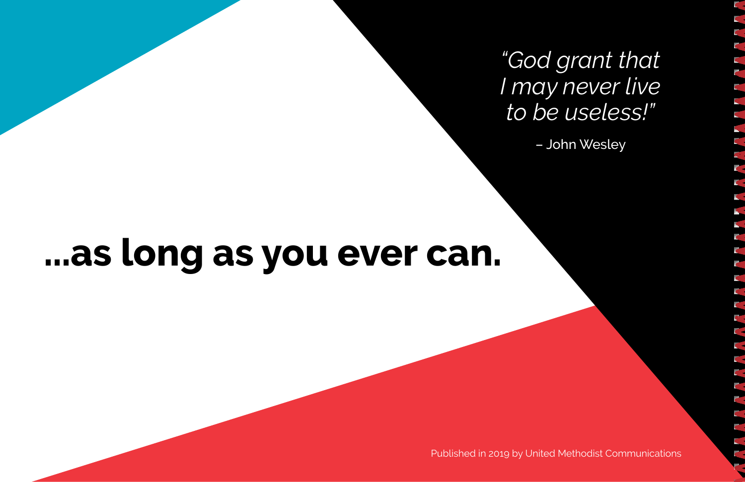*"God grant that I may never live to be useless!"*

– John Wesley

# ...as long as you ever can.

Published in 2019 by United Methodist Communications